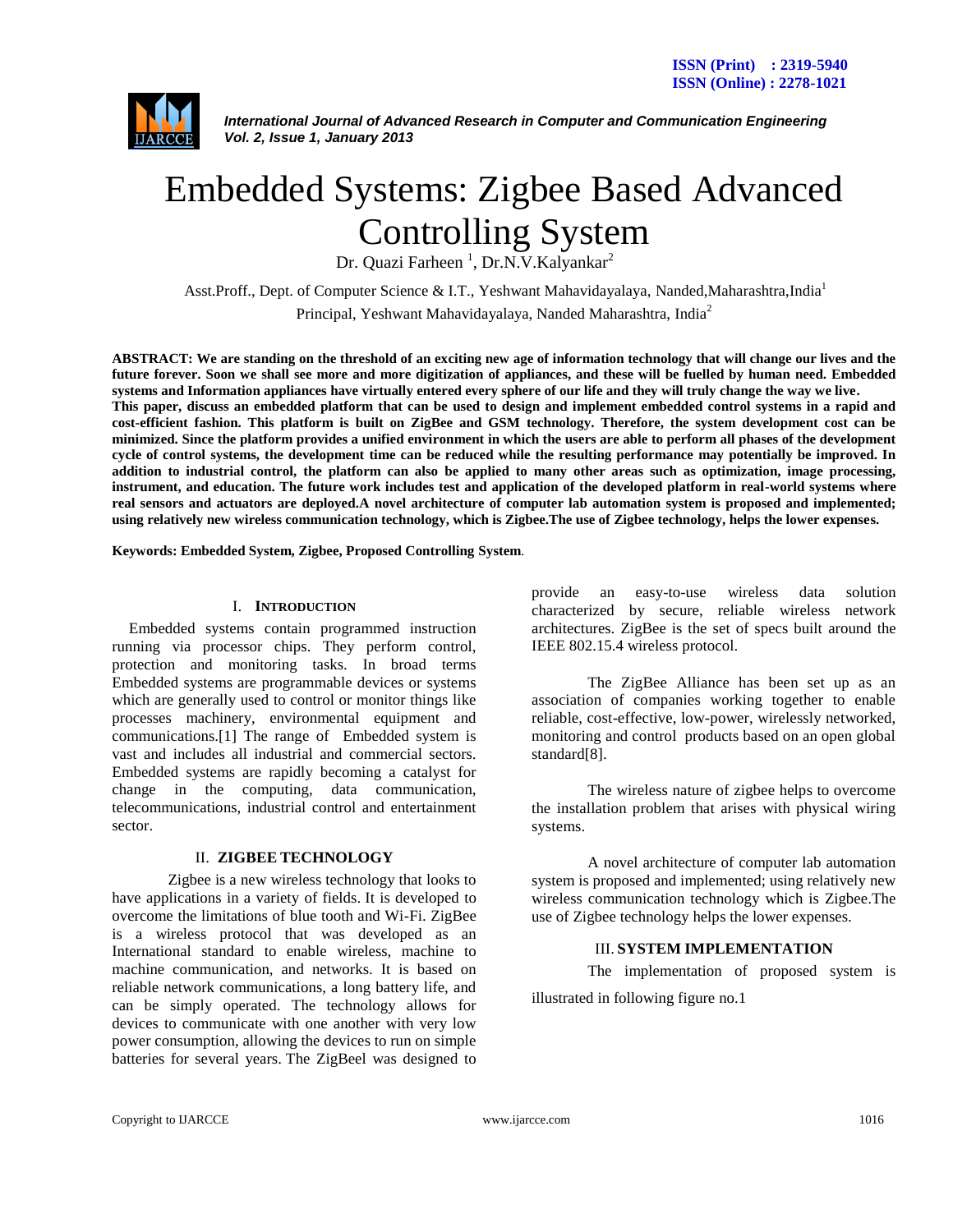# Embedded Systems: Zigbee Based Advanced Controlling System

Dr. Quazi Farheen [1], Dr.N.V.Kalyankar[2]

Asst.Proff., Dept. of Computer Science & I.T., Yeshwant Mahavidyalaya, Nanded,Maharashtra,India[1]

Principal, Yeshwant Mahavidyalaya, Nanded Maharashtra, India[2]

**ABSTRACT: We are standing on the threshold of an exciting new age of information technology that will change our lives and the future forever. Soon we shall see more and more digitization of appliances, and these will be fuelled by human need. Embedded systems and Information appliances have virtually entered every sphere of our life and they will truly change the way we live.**
**This paper, discuss an embedded platform that can be used to design and implement embedded control systems in a rapid and cost-efficient fashion. This platform is built on ZigBee and GSM technology. Therefore, the system development cost can be minimized. Since the platform provides a unified environment in which the users are able to perform all phases of the development cycle of control systems, the development time can be reduced while the resulting performance may potentially be improved. In addition to industrial control, the platform can also be applied to many other areas such as optimization, image processing, instrument, and education. The future work includes test and application of the developed platform in real-world systems where real sensors and actuators are deployed.A novel architecture of computer lab automation system is proposed and implemented; using relatively new wireless communication technology, which is Zigbee.The use of Zigbee technology, helps the lower expenses.**

**Keywords: Embedded System, Zigbee, Proposed Controlling System**.

## I. INTRODUCTION

Embedded systems contain programmed instruction running via processor chips. They perform control, protection and monitoring tasks. In broad terms Embedded systems are programmable devices or systems which are generally used to control or monitor things like processes machinery, environmental equipment and communications.[1] The range of Embedded system is vast and includes all industrial and commercial sectors. Embedded systems are rapidly becoming a catalyst for change in the computing, data communication, telecommunications, industrial control and entertainment sector.

## II. ZIGBEE TECHNOLOGY

Zigbee is a new wireless technology that looks to have applications in a variety of fields. It is developed to overcome the limitations of blue tooth and Wi-Fi. ZigBee is a wireless protocol that was developed as an International standard to enable wireless, machine to machine communication, and networks. It is based on reliable network communications, a long battery life, and can be simply operated. The technology allows for devices to communicate with one another with very low power consumption, allowing the devices to run on simple batteries for several years. The ZigBeel was designed to provide an easy-to-use wireless data solution characterized by secure, reliable wireless network architectures. ZigBee is the set of specs built around the IEEE 802.15.4 wireless protocol.

The ZigBee Alliance has been set up as an association of companies working together to enable reliable, cost-effective, low-power, wirelessly networked, monitoring and control products based on an open global standard[8].

The wireless nature of zigbee helps to overcome the installation problem that arises with physical wiring systems.

A novel architecture of computer lab automation system is proposed and implemented; using relatively new wireless communication technology which is Zigbee.The use of Zigbee technology helps the lower expenses.

## III. SYSTEM IMPLEMENTATION

The implementation of proposed system is illustrated in following figure no.1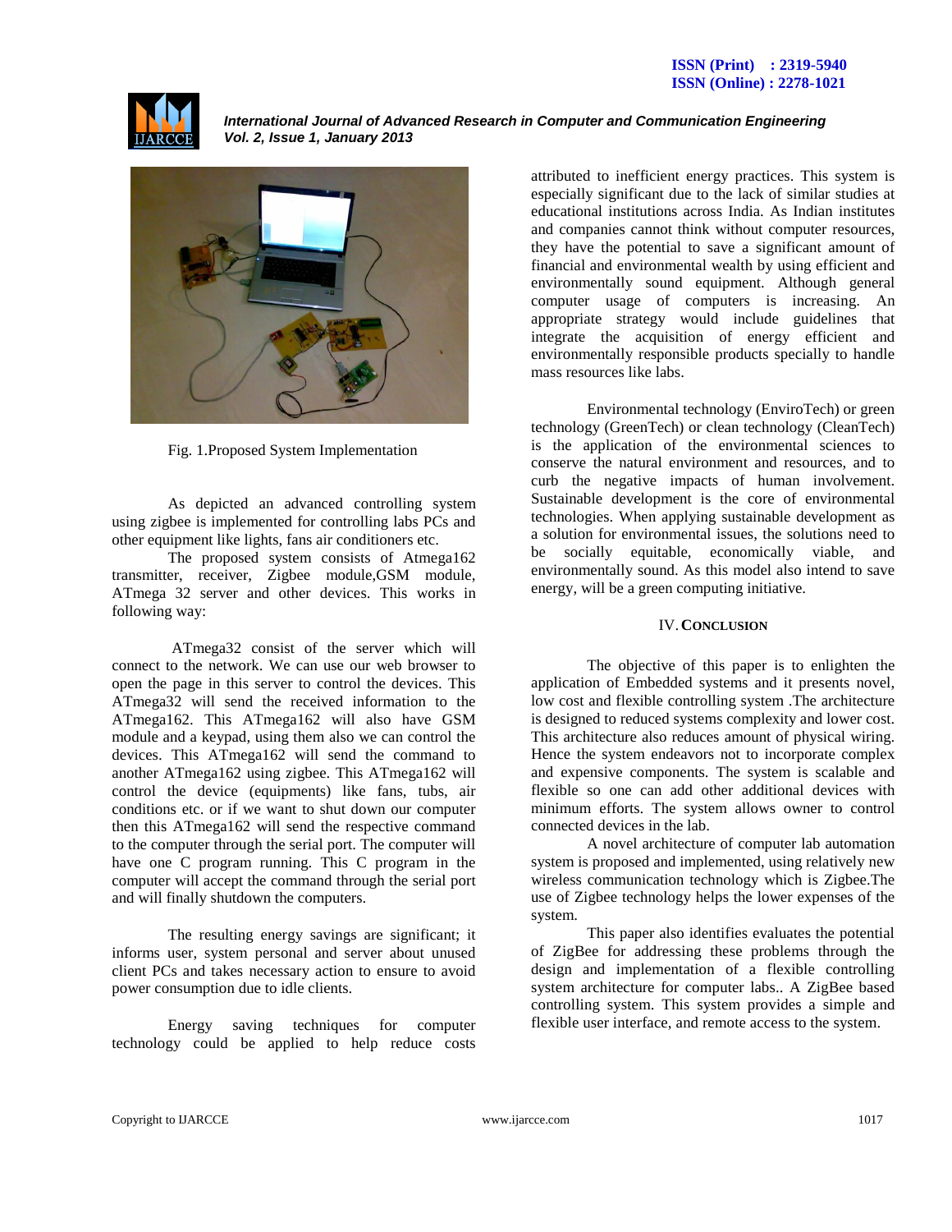Fig. 1.Proposed System Implementation

As depicted an advanced controlling system using zigbee is implemented for controlling labs PCs and other equipment like lights, fans air conditioners etc.

The proposed system consists of Atmega162 transmitter, receiver, Zigbee module,GSM module, ATmega 32 server and other devices. This works in following way:

ATmega32 consist of the server which will connect to the network. We can use our web browser to open the page in this server to control the devices. This ATmega32 will send the received information to the ATmega162. This ATmega162 will also have GSM module and a keypad, using them also we can control the devices. This ATmega162 will send the command to another ATmega162 using zigbee. This ATmega162 will control the device (equipments) like fans, tubs, air conditions etc. or if we want to shut down our computer then this ATmega162 will send the respective command to the computer through the serial port. The computer will have one C program running. This C program in the computer will accept the command through the serial port and will finally shutdown the computers.

The resulting energy savings are significant; it informs user, system personal and server about unused client PCs and takes necessary action to ensure to avoid power consumption due to idle clients.

Energy saving techniques for computer technology could be applied to help reduce costs attributed to inefficient energy practices. This system is especially significant due to the lack of similar studies at educational institutions across India. As Indian institutes and companies cannot think without computer resources, they have the potential to save a significant amount of financial and environmental wealth by using efficient and environmentally sound equipment. Although general computer usage of computers is increasing. An appropriate strategy would include guidelines that integrate the acquisition of energy efficient and environmentally responsible products specially to handle mass resources like labs.

Environmental technology (EnviroTech) or green technology (GreenTech) or clean technology (CleanTech) is the application of the environmental sciences to conserve the natural environment and resources, and to curb the negative impacts of human involvement. Sustainable development is the core of environmental technologies. When applying sustainable development as a solution for environmental issues, the solutions need to be socially equitable, economically viable, and environmentally sound. As this model also intend to save energy, will be a green computing initiative.

## IV. Conclusion

The objective of this paper is to enlighten the application of Embedded systems and it presents novel, low cost and flexible controlling system .The architecture is designed to reduced systems complexity and lower cost. This architecture also reduces amount of physical wiring. Hence the system endeavors not to incorporate complex and expensive components. The system is scalable and flexible so one can add other additional devices with minimum efforts. The system allows owner to control connected devices in the lab.

A novel architecture of computer lab automation system is proposed and implemented, using relatively new wireless communication technology which is Zigbee.The use of Zigbee technology helps the lower expenses of the system.

This paper also identifies evaluates the potential of ZigBee for addressing these problems through the design and implementation of a flexible controlling system architecture for computer labs.. A ZigBee based controlling system. This system provides a simple and flexible user interface, and remote access to the system.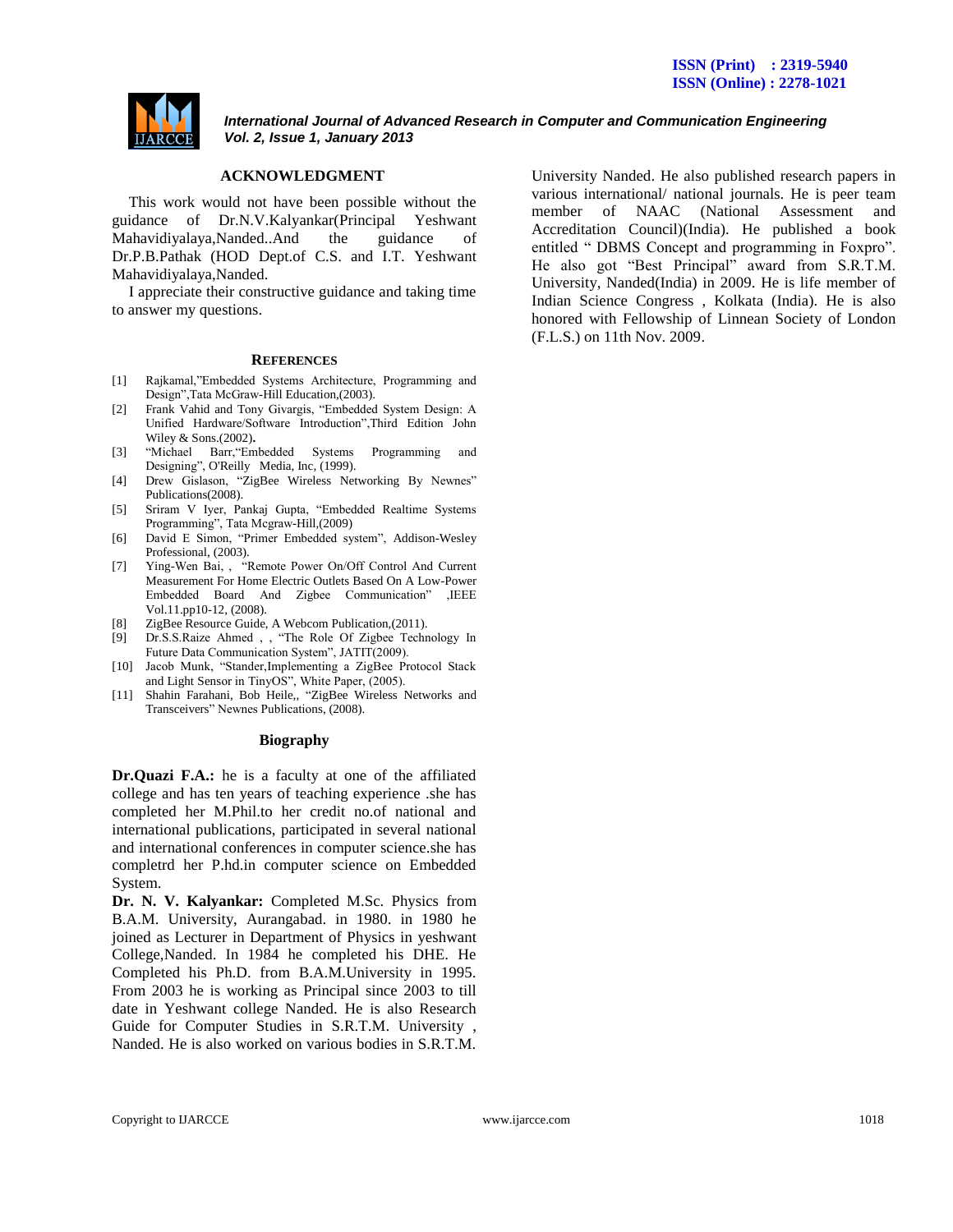## ACKNOWLEDGMENT

This work would not have been possible without the guidance of Dr.N.V.Kalyankar(Principal Yeshwant Mahavidiyalaya,Nanded..And the guidance of Dr.P.B.Pathak (HOD Dept.of C.S. and I.T. Yeshwant Mahavidiyalaya,Nanded.

I appreciate their constructive guidance and taking time to answer my questions.

## REFERENCES

[1] Rajkamal,"Embedded Systems Architecture, Programming and Design",Tata McGraw-Hill Education,(2003).

[2] Frank Vahid and Tony Givargis, "Embedded System Design: A Unified Hardware/Software Introduction",Third Edition John Wiley & Sons.(2002).

[3] "Michael Barr,"Embedded Systems Programming and Designing", O'Reilly Media, Inc, (1999).

[4] Drew Gislason, "ZigBee Wireless Networking By Newnes" Publications(2008).

[5] Sriram V Iyer, Pankaj Gupta, "Embedded Realtime Systems Programming", Tata Mcgraw-Hill,(2009)

[6] David E Simon, "Primer Embedded system", Addison-Wesley Professional, (2003).

[7] Ying-Wen Bai, , "Remote Power On/Off Control And Current Measurement For Home Electric Outlets Based On A Low-Power Embedded Board And Zigbee Communication" ,IEEE Vol.11.pp10-12, (2008).

[8] ZigBee Resource Guide, A Webcom Publication,(2011).

[9] Dr.S.S.Raize Ahmed , , "The Role Of Zigbee Technology In Future Data Communication System", JATIT(2009).

[10] Jacob Munk, "Stander,Implementing a ZigBee Protocol Stack and Light Sensor in TinyOS", White Paper, (2005).

[11] Shahin Farahani, Bob Heile,, "ZigBee Wireless Networks and Transceivers" Newnes Publications, (2008).

## Biography

**Dr.Quazi F.A.:** he is a faculty at one of the affiliated college and has ten years of teaching experience .she has completed her M.Phil.to her credit no.of national and international publications, participated in several national and international conferences in computer science.she has completrd her P.hd.in computer science on Embedded System.

**Dr. N. V. Kalyankar:** Completed M.Sc. Physics from B.A.M. University, Aurangabad. in 1980. in 1980 he joined as Lecturer in Department of Physics in yeshwant College,Nanded. In 1984 he completed his DHE. He Completed his Ph.D. from B.A.M.University in 1995. From 2003 he is working as Principal since 2003 to till date in Yeshwant college Nanded. He is also Research Guide for Computer Studies in S.R.T.M. University , Nanded. He is also worked on various bodies in S.R.T.M. University Nanded. He also published research papers in various international/ national journals. He is peer team member of NAAC (National Assessment and Accreditation Council)(India). He published a book entitled " DBMS Concept and programming in Foxpro". He also got "Best Principal" award from S.R.T.M. University, Nanded(India) in 2009. He is life member of Indian Science Congress , Kolkata (India). He is also honored with Fellowship of Linnean Society of London (F.L.S.) on 11th Nov. 2009.